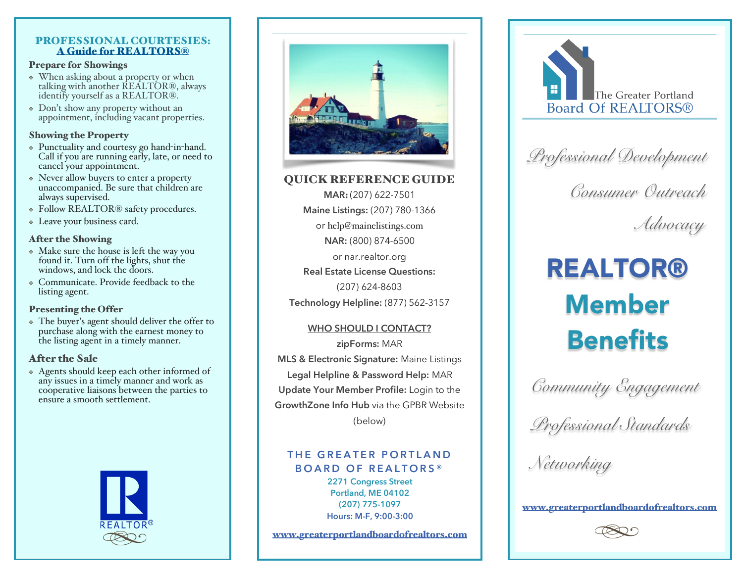## PROFESSIONAL COURTESIES: A Guide for REALTORS®

### Prepare for Showings

- When asking about a property or when talking with another REALTOR®, always identify yourself as a REALTOR®.
- Don't show any property without an appointment, including vacant properties.

### Showing the Property

- Punctuality and courtesy go hand-in-hand. Call if you are running early, late, or need to cancel your appointment.
- Never allow buyers to enter a property unaccompanied. Be sure that children are always supervised.
- Follow REALTOR® safety procedures.
- Leave your business card.

### After the Showing

- Make sure the house is left the way you found it. Turn off the lights, shut the windows, and lock the doors.
- Communicate. Provide feedback to the listing agent.

### Presenting the Offer

- The buyer's agent should deliver the offer to purchase along with the earnest money to the listing agent in a timely manner.

### After the Sale

- Agents should keep each other informed of any issues in a timely manner and work as cooperative liaisons between the parties to ensure a smooth settlement.

REALTOR®

## QUICK REFERENCE GUIDE

**MAR:** (207) 622-7501

**Maine Listings:** (207) 780-1366
or help@mainelistings.com

**NAR:** (800) 874-6500
or nar.realtor.org

**Real Estate License Questions:**
(207) 624-8603

**Technology Helpline:** (877) 562-3157

### WHO SHOULD I CONTACT?

**zipForms:** MAR

**MLS & Electronic Signature:** Maine Listings

**Legal Helpline & Password Help:** MAR

**Update Your Member Profile:** Login to the **GrowthZone Info Hub** via the GPBR Website (below)

**THE GREATER PORTLAND BOARD OF REALTORS®**
2271 Congress Street
Portland, ME 04102
(207) 775-1097
Hours: M-F, 9:00-3:00

www.greaterportlandboardofrealtors.com

The Greater Portland Board Of REALTORS®

*Professional Development*

*Consumer Outreach*

*Advocacy*

# REALTOR® Member Benefits

*Community Engagement*

*Professional Standards*

*Networking*

www.greaterportlandboardofrealtors.com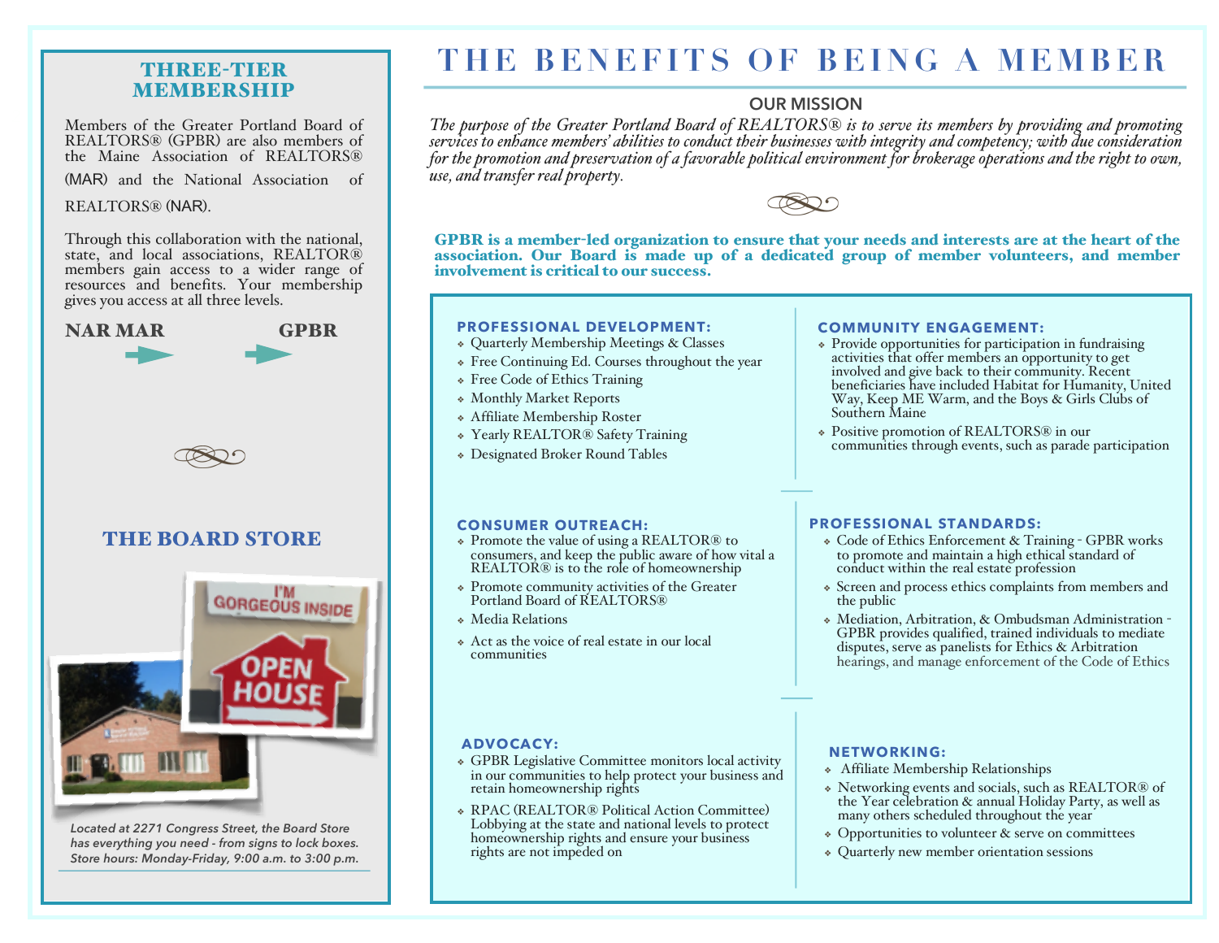## THREE-TIER MEMBERSHIP

Members of the Greater Portland Board of REALTORS® (GPBR) are also members of the Maine Association of REALTORS® (MAR) and the National Association of REALTORS® (NAR).

Through this collaboration with the national, state, and local associations, REALTOR® members gain access to a wider range of resources and benefits. Your membership gives you access at all three levels.

**NAR MAR GPBR**

## THE BOARD STORE

*Located at 2271 Congress Street, the Board Store has everything you need - from signs to lock boxes. Store hours: Monday-Friday, 9:00 a.m. to 3:00 p.m.*

# THE BENEFITS OF BEING A MEMBER

## OUR MISSION

*The purpose of the Greater Portland Board of REALTORS® is to serve its members by providing and promoting services to enhance members' abilities to conduct their businesses with integrity and competency; with due consideration for the promotion and preservation of a favorable political environment for brokerage operations and the right to own, use, and transfer real property.*

**GPBR is a member-led organization to ensure that your needs and interests are at the heart of the association. Our Board is made up of a dedicated group of member volunteers, and member involvement is critical to our success.**

### PROFESSIONAL DEVELOPMENT:

- Quarterly Membership Meetings & Classes
- Free Continuing Ed. Courses throughout the year
- Free Code of Ethics Training
- Monthly Market Reports
- Affiliate Membership Roster
- Yearly REALTOR® Safety Training
- Designated Broker Round Tables

### COMMUNITY ENGAGEMENT:

- Provide opportunities for participation in fundraising activities that offer members an opportunity to get involved and give back to their community. Recent beneficiaries have included Habitat for Humanity, United Way, Keep ME Warm, and the Boys & Girls Clubs of Southern Maine
- Positive promotion of REALTORS® in our communities through events, such as parade participation

### CONSUMER OUTREACH:

- Promote the value of using a REALTOR® to consumers, and keep the public aware of how vital a REALTOR® is to the role of homeownership
- Promote community activities of the Greater Portland Board of REALTORS®
- Media Relations
- Act as the voice of real estate in our local communities

### PROFESSIONAL STANDARDS:

- Code of Ethics Enforcement & Training - GPBR works to promote and maintain a high ethical standard of conduct within the real estate profession
- Screen and process ethics complaints from members and the public
- Mediation, Arbitration, & Ombudsman Administration - GPBR provides qualified, trained individuals to mediate disputes, serve as panelists for Ethics & Arbitration hearings, and manage enforcement of the Code of Ethics

### ADVOCACY:

- GPBR Legislative Committee monitors local activity in our communities to help protect your business and retain homeownership rights
- RPAC (REALTOR® Political Action Committee) Lobbying at the state and national levels to protect homeownership rights and ensure your business rights are not impeded on

### NETWORKING:

- Affiliate Membership Relationships
- Networking events and socials, such as REALTOR® of the Year celebration & annual Holiday Party, as well as many others scheduled throughout the year
- Opportunities to volunteer & serve on committees
- Quarterly new member orientation sessions